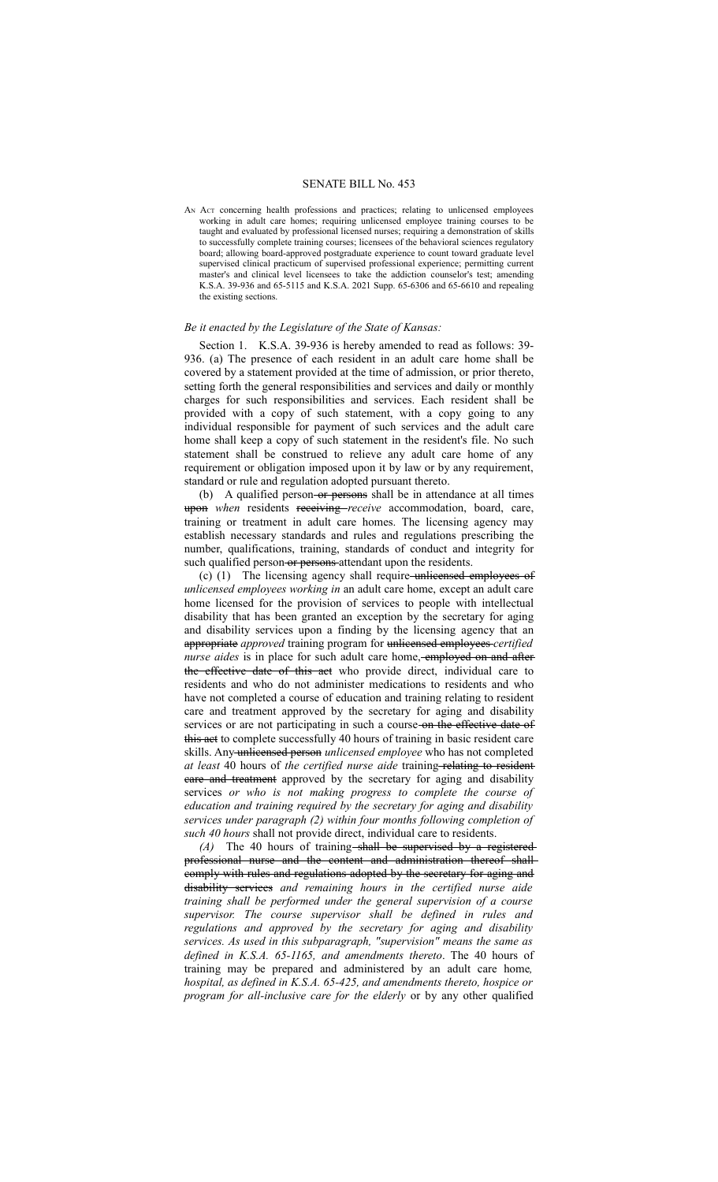# SENATE BILL No. 453

AN ACT concerning health professions and practices; relating to unlicensed employees working in adult care homes; requiring unlicensed employee training courses to be taught and evaluated by professional licensed nurses; requiring a demonstration of skills to successfully complete training courses; licensees of the behavioral sciences regulatory board; allowing board-approved postgraduate experience to count toward graduate level supervised clinical practicum of supervised professional experience; permitting current master's and clinical level licensees to take the addiction counselor's test; amending K.S.A. 39-936 and 65-5115 and K.S.A. 2021 Supp. 65-6306 and 65-6610 and repealing the existing sections.

*Be it enacted by the Legislature of the State of Kansas:*

Section 1. K.S.A. 39-936 is hereby amended to read as follows: 39-936. (a) The presence of each resident in an adult care home shall be covered by a statement provided at the time of admission, or prior thereto, setting forth the general responsibilities and services and daily or monthly charges for such responsibilities and services. Each resident shall be provided with a copy of such statement, with a copy going to any individual responsible for payment of such services and the adult care home shall keep a copy of such statement in the resident's file. No such statement shall be construed to relieve any adult care home of any requirement or obligation imposed upon it by law or by any requirement, standard or rule and regulation adopted pursuant thereto.

(b) A qualified person ~~or persons~~ shall be in attendance at all times ~~upon~~ *when* residents ~~receiving~~ *receive* accommodation, board, care, training or treatment in adult care homes. The licensing agency may establish necessary standards and rules and regulations prescribing the number, qualifications, training, standards of conduct and integrity for such qualified person ~~or persons~~ attendant upon the residents.

(c) (1) The licensing agency shall require ~~unlicensed employees of~~ *unlicensed employees working in* an adult care home, except an adult care home licensed for the provision of services to people with intellectual disability that has been granted an exception by the secretary for aging and disability services upon a finding by the licensing agency that an ~~appropriate~~ *approved* training program for ~~unlicensed employees~~ *certified nurse aides* is in place for such adult care home, ~~employed on and after the effective date of this act~~ who provide direct, individual care to residents and who do not administer medications to residents and who have not completed a course of education and training relating to resident care and treatment approved by the secretary for aging and disability services or are not participating in such a course ~~on the effective date of this act~~ to complete successfully 40 hours of training in basic resident care skills. Any ~~unlicensed person~~ *unlicensed employee* who has not completed *at least* 40 hours of *the certified nurse aide* training ~~relating to resident care and treatment~~ approved by the secretary for aging and disability services *or who is not making progress to complete the course of education and training required by the secretary for aging and disability services under paragraph (2) within four months following completion of such 40 hours* shall not provide direct, individual care to residents.

*(A)* The 40 hours of training ~~shall be supervised by a registered professional nurse and the content and administration thereof shall comply with rules and regulations adopted by the secretary for aging and disability services~~ *and remaining hours in the certified nurse aide training shall be performed under the general supervision of a course supervisor. The course supervisor shall be defined in rules and regulations and approved by the secretary for aging and disability services. As used in this subparagraph, "supervision" means the same as defined in K.S.A. 65-1165, and amendments thereto*. The 40 hours of training may be prepared and administered by an adult care home*, hospital, as defined in K.S.A. 65-425, and amendments thereto, hospice or program for all-inclusive care for the elderly* or by any other qualified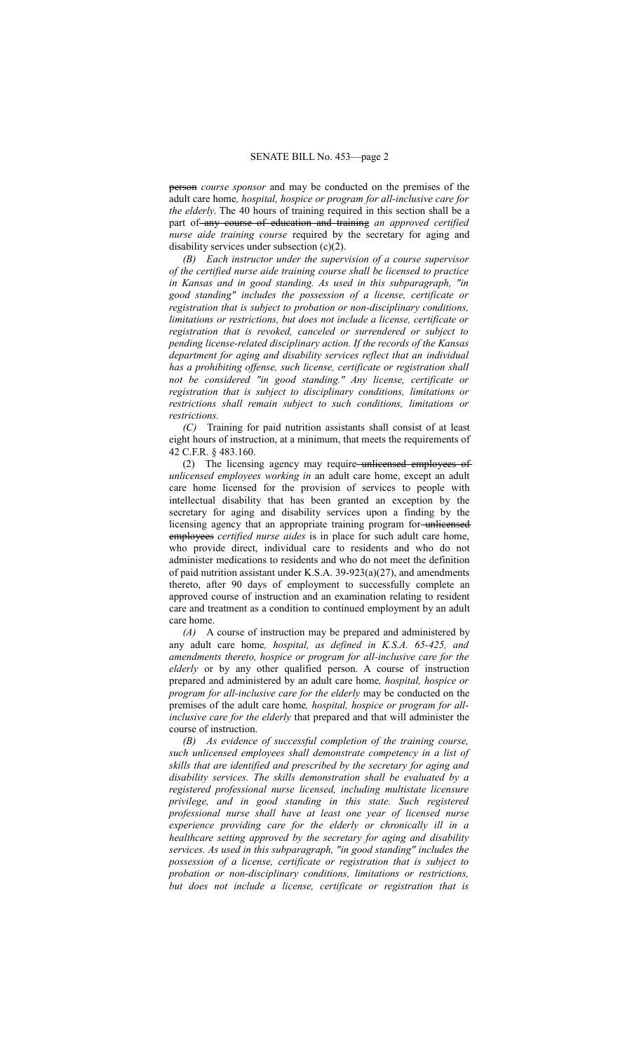~~person~~ *course sponsor* and may be conducted on the premises of the adult care home*, hospital, hospice or program for all-inclusive care for the elderly*. The 40 hours of training required in this section shall be a part of ~~any course of education and training~~ *an approved certified nurse aide training course* required by the secretary for aging and disability services under subsection (c)(2).

*(B) Each instructor under the supervision of a course supervisor of the certified nurse aide training course shall be licensed to practice in Kansas and in good standing. As used in this subparagraph, "in good standing" includes the possession of a license, certificate or registration that is subject to probation or non-disciplinary conditions, limitations or restrictions, but does not include a license, certificate or registration that is revoked, canceled or surrendered or subject to pending license-related disciplinary action. If the records of the Kansas department for aging and disability services reflect that an individual has a prohibiting offense, such license, certificate or registration shall not be considered "in good standing." Any license, certificate or registration that is subject to disciplinary conditions, limitations or restrictions shall remain subject to such conditions, limitations or restrictions.*

*(C)* Training for paid nutrition assistants shall consist of at least eight hours of instruction, at a minimum, that meets the requirements of 42 C.F.R. § 483.160.

(2) The licensing agency may require ~~unlicensed employees of~~ *unlicensed employees working in* an adult care home, except an adult care home licensed for the provision of services to people with intellectual disability that has been granted an exception by the secretary for aging and disability services upon a finding by the licensing agency that an appropriate training program for ~~unlicensed employees~~ *certified nurse aides* is in place for such adult care home, who provide direct, individual care to residents and who do not administer medications to residents and who do not meet the definition of paid nutrition assistant under K.S.A. 39-923(a)(27), and amendments thereto, after 90 days of employment to successfully complete an approved course of instruction and an examination relating to resident care and treatment as a condition to continued employment by an adult care home.

*(A)* A course of instruction may be prepared and administered by any adult care home*, hospital, as defined in K.S.A. 65-425, and amendments thereto, hospice or program for all-inclusive care for the elderly* or by any other qualified person. A course of instruction prepared and administered by an adult care home*, hospital, hospice or program for all-inclusive care for the elderly* may be conducted on the premises of the adult care home*, hospital, hospice or program for all-inclusive care for the elderly* that prepared and that will administer the course of instruction.

*(B) As evidence of successful completion of the training course, such unlicensed employees shall demonstrate competency in a list of skills that are identified and prescribed by the secretary for aging and disability services. The skills demonstration shall be evaluated by a registered professional nurse licensed, including multistate licensure privilege, and in good standing in this state. Such registered professional nurse shall have at least one year of licensed nurse experience providing care for the elderly or chronically ill in a healthcare setting approved by the secretary for aging and disability services. As used in this subparagraph, "in good standing" includes the possession of a license, certificate or registration that is subject to probation or non-disciplinary conditions, limitations or restrictions, but does not include a license, certificate or registration that is*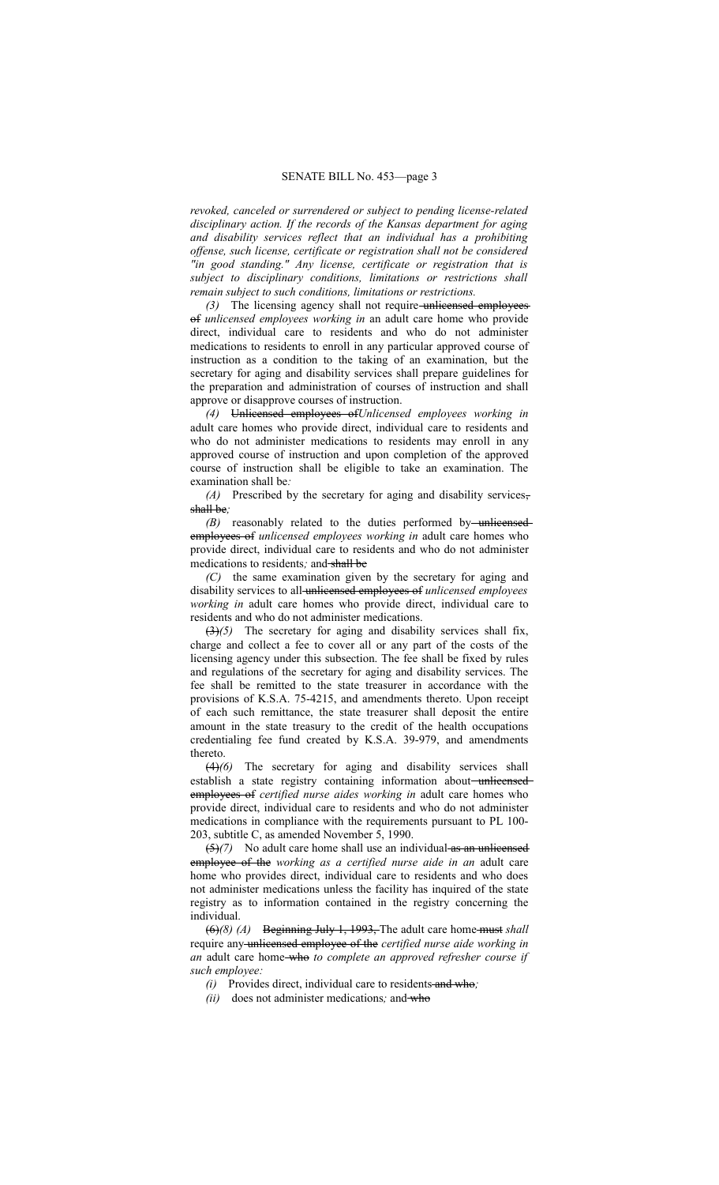*revoked, canceled or surrendered or subject to pending license-related disciplinary action. If the records of the Kansas department for aging and disability services reflect that an individual has a prohibiting offense, such license, certificate or registration shall not be considered "in good standing." Any license, certificate or registration that is subject to disciplinary conditions, limitations or restrictions shall remain subject to such conditions, limitations or restrictions.*

*(3)* The licensing agency shall not require ~~unlicensed employees of~~ *unlicensed employees working in* an adult care home who provide direct, individual care to residents and who do not administer medications to residents to enroll in any particular approved course of instruction as a condition to the taking of an examination, but the secretary for aging and disability services shall prepare guidelines for the preparation and administration of courses of instruction and shall approve or disapprove courses of instruction.

*(4)* ~~Unlicensed employees of~~*Unlicensed employees working in* adult care homes who provide direct, individual care to residents and who do not administer medications to residents may enroll in any approved course of instruction and upon completion of the approved course of instruction shall be eligible to take an examination. The examination shall be*:*

*(A)* Prescribed by the secretary for aging and disability services~~, shall be~~*;*

*(B)* reasonably related to the duties performed by ~~unlicensed employees of~~ *unlicensed employees working in* adult care homes who provide direct, individual care to residents and who do not administer medications to residents*;* and ~~shall be~~

*(C)* the same examination given by the secretary for aging and disability services to all ~~unlicensed employees of~~ *unlicensed employees working in* adult care homes who provide direct, individual care to residents and who do not administer medications.

~~(3)~~*(5)* The secretary for aging and disability services shall fix, charge and collect a fee to cover all or any part of the costs of the licensing agency under this subsection. The fee shall be fixed by rules and regulations of the secretary for aging and disability services. The fee shall be remitted to the state treasurer in accordance with the provisions of K.S.A. 75-4215, and amendments thereto. Upon receipt of each such remittance, the state treasurer shall deposit the entire amount in the state treasury to the credit of the health occupations credentialing fee fund created by K.S.A. 39-979, and amendments thereto.

~~(4)~~*(6)* The secretary for aging and disability services shall establish a state registry containing information about ~~unlicensed employees of~~ *certified nurse aides working in* adult care homes who provide direct, individual care to residents and who do not administer medications in compliance with the requirements pursuant to PL 100-203, subtitle C, as amended November 5, 1990.

~~(5)~~*(7)* No adult care home shall use an individual ~~as an unlicensed employee of the~~ *working as a certified nurse aide in an* adult care home who provides direct, individual care to residents and who does not administer medications unless the facility has inquired of the state registry as to information contained in the registry concerning the individual.

~~(6)~~*(8) (A)* ~~Beginning July 1, 1993,~~ The adult care home ~~must~~ *shall* require any ~~unlicensed employee of the~~ *certified nurse aide working in an* adult care home ~~who~~ *to complete an approved refresher course if such employee:*

*(i)* Provides direct, individual care to residents ~~and who~~*;*

*(ii)* does not administer medications*;* and ~~who~~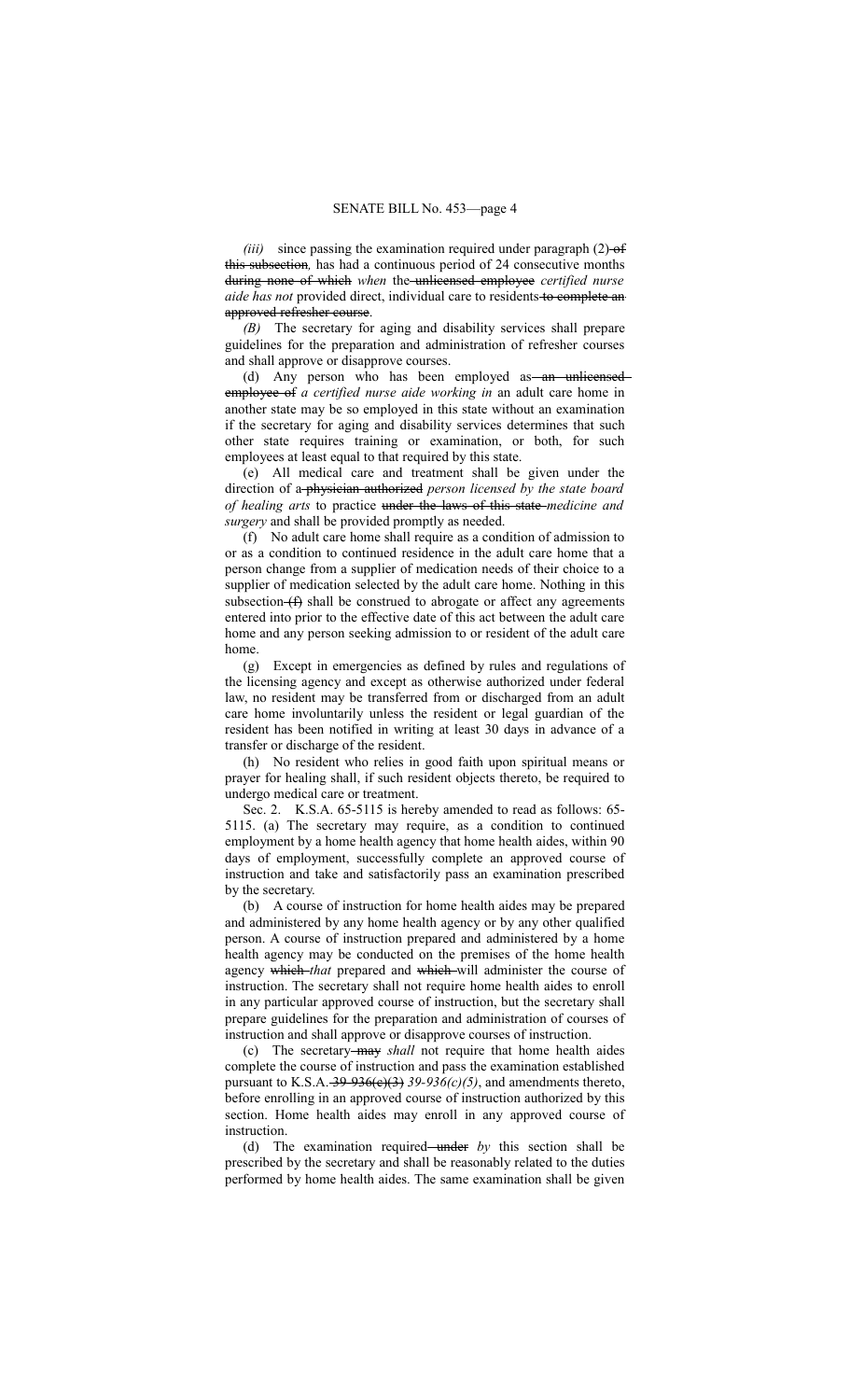*(iii)* since passing the examination required under paragraph (2) ~~of this subsection~~*,* has had a continuous period of 24 consecutive months ~~during none of which~~ *when* the ~~unlicensed employee~~ *certified nurse aide has not* provided direct, individual care to residents ~~to complete an approved refresher course~~.

*(B)* The secretary for aging and disability services shall prepare guidelines for the preparation and administration of refresher courses and shall approve or disapprove courses.

(d) Any person who has been employed as ~~an unlicensed employee of~~ *a certified nurse aide working in* an adult care home in another state may be so employed in this state without an examination if the secretary for aging and disability services determines that such other state requires training or examination, or both, for such employees at least equal to that required by this state.

(e) All medical care and treatment shall be given under the direction of a ~~physician authorized~~ *person licensed by the state board of healing arts* to practice ~~under the laws of this state~~ *medicine and surgery* and shall be provided promptly as needed.

(f) No adult care home shall require as a condition of admission to or as a condition to continued residence in the adult care home that a person change from a supplier of medication needs of their choice to a supplier of medication selected by the adult care home. Nothing in this subsection ~~(f)~~ shall be construed to abrogate or affect any agreements entered into prior to the effective date of this act between the adult care home and any person seeking admission to or resident of the adult care home.

(g) Except in emergencies as defined by rules and regulations of the licensing agency and except as otherwise authorized under federal law, no resident may be transferred from or discharged from an adult care home involuntarily unless the resident or legal guardian of the resident has been notified in writing at least 30 days in advance of a transfer or discharge of the resident.

(h) No resident who relies in good faith upon spiritual means or prayer for healing shall, if such resident objects thereto, be required to undergo medical care or treatment.

Sec. 2. K.S.A. 65-5115 is hereby amended to read as follows: 65-5115. (a) The secretary may require, as a condition to continued employment by a home health agency that home health aides, within 90 days of employment, successfully complete an approved course of instruction and take and satisfactorily pass an examination prescribed by the secretary.

(b) A course of instruction for home health aides may be prepared and administered by any home health agency or by any other qualified person. A course of instruction prepared and administered by a home health agency may be conducted on the premises of the home health agency ~~which~~ *that* prepared and ~~which~~ will administer the course of instruction. The secretary shall not require home health aides to enroll in any particular approved course of instruction, but the secretary shall prepare guidelines for the preparation and administration of courses of instruction and shall approve or disapprove courses of instruction.

(c) The secretary ~~may~~ *shall* not require that home health aides complete the course of instruction and pass the examination established pursuant to K.S.A. ~~39-936(c)(3)~~ *39-936(c)(5)*, and amendments thereto, before enrolling in an approved course of instruction authorized by this section. Home health aides may enroll in any approved course of instruction.

(d) The examination required ~~under~~ *by* this section shall be prescribed by the secretary and shall be reasonably related to the duties performed by home health aides. The same examination shall be given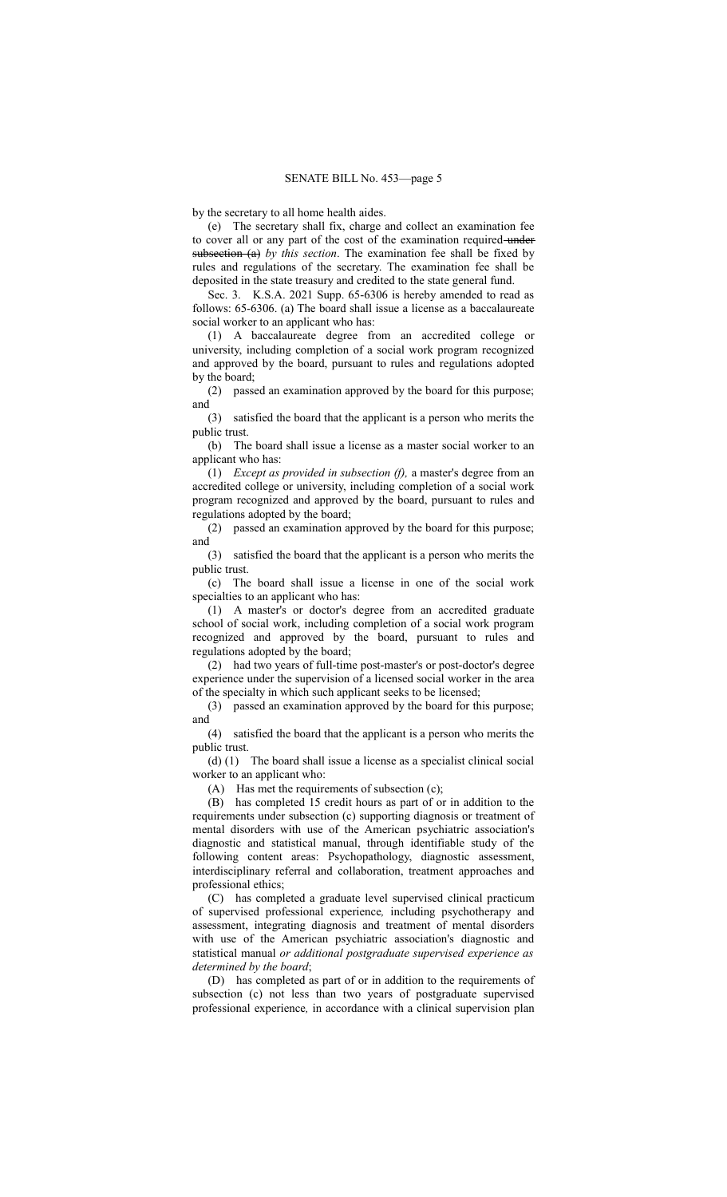by the secretary to all home health aides.

(e) The secretary shall fix, charge and collect an examination fee to cover all or any part of the cost of the examination required ~~under subsection (a)~~ *by this section*. The examination fee shall be fixed by rules and regulations of the secretary. The examination fee shall be deposited in the state treasury and credited to the state general fund.

Sec. 3. K.S.A. 2021 Supp. 65-6306 is hereby amended to read as follows: 65-6306. (a) The board shall issue a license as a baccalaureate social worker to an applicant who has:

(1) A baccalaureate degree from an accredited college or university, including completion of a social work program recognized and approved by the board, pursuant to rules and regulations adopted by the board;

(2) passed an examination approved by the board for this purpose; and

(3) satisfied the board that the applicant is a person who merits the public trust.

(b) The board shall issue a license as a master social worker to an applicant who has:

(1) *Except as provided in subsection (f),* a master's degree from an accredited college or university, including completion of a social work program recognized and approved by the board, pursuant to rules and regulations adopted by the board;

(2) passed an examination approved by the board for this purpose; and

(3) satisfied the board that the applicant is a person who merits the public trust.

(c) The board shall issue a license in one of the social work specialties to an applicant who has:

(1) A master's or doctor's degree from an accredited graduate school of social work, including completion of a social work program recognized and approved by the board, pursuant to rules and regulations adopted by the board;

(2) had two years of full-time post-master's or post-doctor's degree experience under the supervision of a licensed social worker in the area of the specialty in which such applicant seeks to be licensed;

(3) passed an examination approved by the board for this purpose; and

(4) satisfied the board that the applicant is a person who merits the public trust.

(d) (1) The board shall issue a license as a specialist clinical social worker to an applicant who:

(A) Has met the requirements of subsection (c);

(B) has completed 15 credit hours as part of or in addition to the requirements under subsection (c) supporting diagnosis or treatment of mental disorders with use of the American psychiatric association's diagnostic and statistical manual, through identifiable study of the following content areas: Psychopathology, diagnostic assessment, interdisciplinary referral and collaboration, treatment approaches and professional ethics;

(C) has completed a graduate level supervised clinical practicum of supervised professional experience*,* including psychotherapy and assessment, integrating diagnosis and treatment of mental disorders with use of the American psychiatric association's diagnostic and statistical manual *or additional postgraduate supervised experience as determined by the board*;

(D) has completed as part of or in addition to the requirements of subsection (c) not less than two years of postgraduate supervised professional experience*,* in accordance with a clinical supervision plan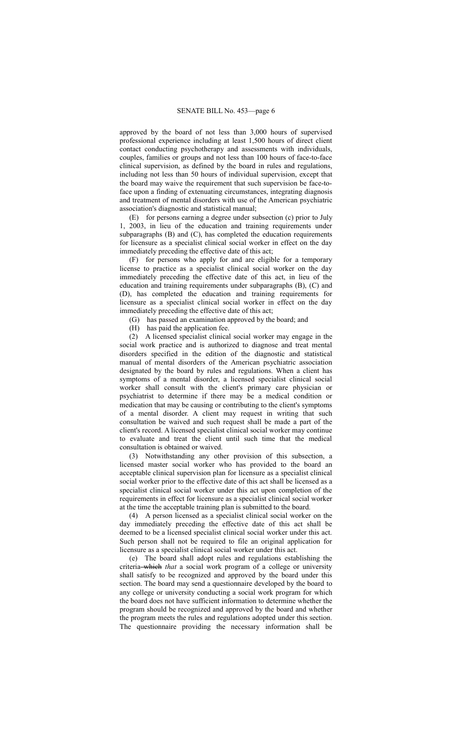approved by the board of not less than 3,000 hours of supervised professional experience including at least 1,500 hours of direct client contact conducting psychotherapy and assessments with individuals, couples, families or groups and not less than 100 hours of face-to-face clinical supervision, as defined by the board in rules and regulations, including not less than 50 hours of individual supervision, except that the board may waive the requirement that such supervision be face-to-face upon a finding of extenuating circumstances, integrating diagnosis and treatment of mental disorders with use of the American psychiatric association's diagnostic and statistical manual;

(E) for persons earning a degree under subsection (c) prior to July 1, 2003, in lieu of the education and training requirements under subparagraphs (B) and (C), has completed the education requirements for licensure as a specialist clinical social worker in effect on the day immediately preceding the effective date of this act;

(F) for persons who apply for and are eligible for a temporary license to practice as a specialist clinical social worker on the day immediately preceding the effective date of this act, in lieu of the education and training requirements under subparagraphs (B), (C) and (D), has completed the education and training requirements for licensure as a specialist clinical social worker in effect on the day immediately preceding the effective date of this act;

(G) has passed an examination approved by the board; and

(H) has paid the application fee.

(2) A licensed specialist clinical social worker may engage in the social work practice and is authorized to diagnose and treat mental disorders specified in the edition of the diagnostic and statistical manual of mental disorders of the American psychiatric association designated by the board by rules and regulations. When a client has symptoms of a mental disorder, a licensed specialist clinical social worker shall consult with the client's primary care physician or psychiatrist to determine if there may be a medical condition or medication that may be causing or contributing to the client's symptoms of a mental disorder. A client may request in writing that such consultation be waived and such request shall be made a part of the client's record. A licensed specialist clinical social worker may continue to evaluate and treat the client until such time that the medical consultation is obtained or waived.

(3) Notwithstanding any other provision of this subsection, a licensed master social worker who has provided to the board an acceptable clinical supervision plan for licensure as a specialist clinical social worker prior to the effective date of this act shall be licensed as a specialist clinical social worker under this act upon completion of the requirements in effect for licensure as a specialist clinical social worker at the time the acceptable training plan is submitted to the board.

(4) A person licensed as a specialist clinical social worker on the day immediately preceding the effective date of this act shall be deemed to be a licensed specialist clinical social worker under this act. Such person shall not be required to file an original application for licensure as a specialist clinical social worker under this act.

(e) The board shall adopt rules and regulations establishing the criteria ~~which~~ *that* a social work program of a college or university shall satisfy to be recognized and approved by the board under this section. The board may send a questionnaire developed by the board to any college or university conducting a social work program for which the board does not have sufficient information to determine whether the program should be recognized and approved by the board and whether the program meets the rules and regulations adopted under this section. The questionnaire providing the necessary information shall be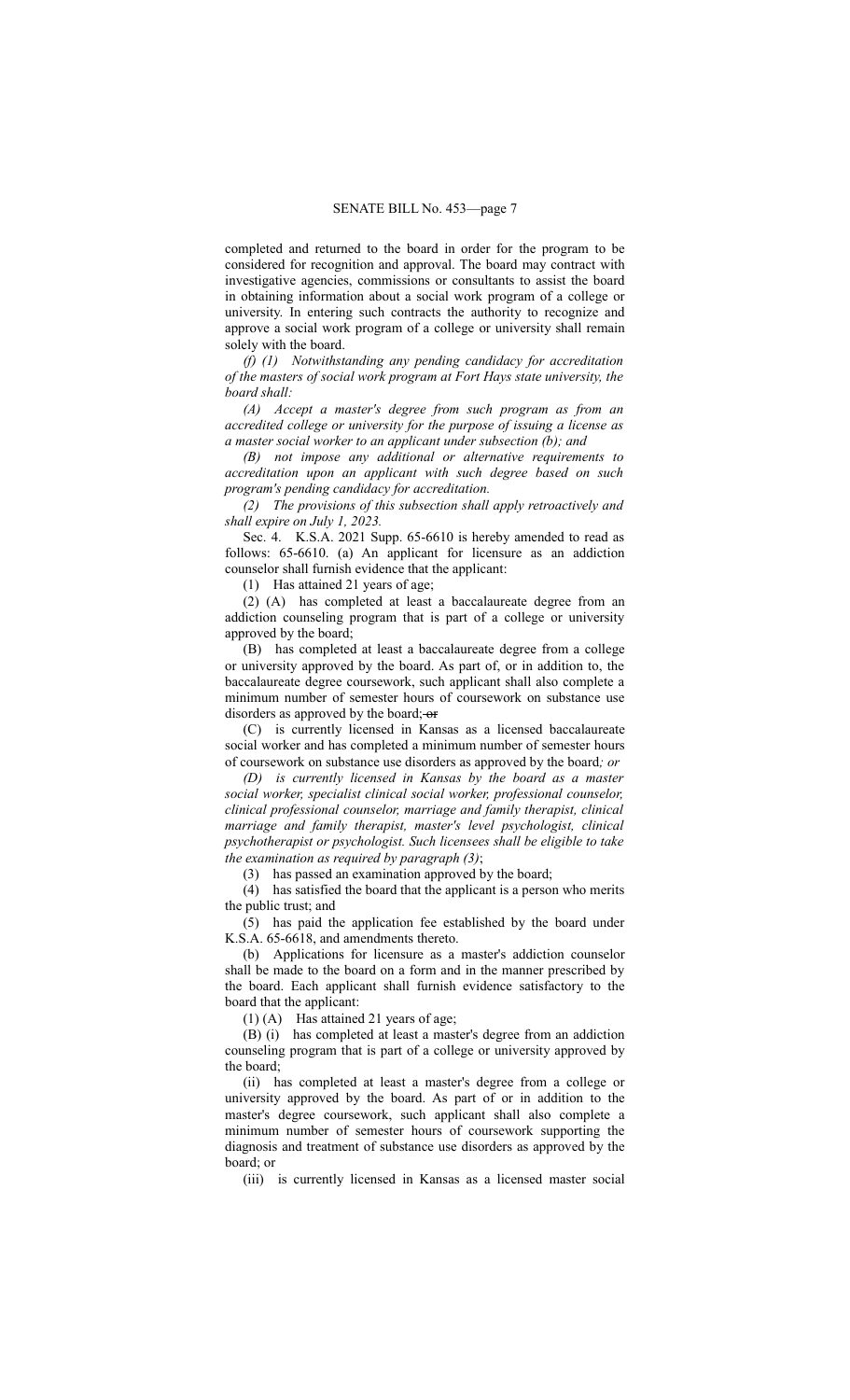completed and returned to the board in order for the program to be considered for recognition and approval. The board may contract with investigative agencies, commissions or consultants to assist the board in obtaining information about a social work program of a college or university. In entering such contracts the authority to recognize and approve a social work program of a college or university shall remain solely with the board.

*(f) (1) Notwithstanding any pending candidacy for accreditation of the masters of social work program at Fort Hays state university, the board shall:*

*(A) Accept a master's degree from such program as from an accredited college or university for the purpose of issuing a license as a master social worker to an applicant under subsection (b); and*

*(B) not impose any additional or alternative requirements to accreditation upon an applicant with such degree based on such program's pending candidacy for accreditation.*

*(2) The provisions of this subsection shall apply retroactively and shall expire on July 1, 2023.*

Sec. 4. K.S.A. 2021 Supp. 65-6610 is hereby amended to read as follows: 65-6610. (a) An applicant for licensure as an addiction counselor shall furnish evidence that the applicant:

(1) Has attained 21 years of age;

(2) (A) has completed at least a baccalaureate degree from an addiction counseling program that is part of a college or university approved by the board;

(B) has completed at least a baccalaureate degree from a college or university approved by the board. As part of, or in addition to, the baccalaureate degree coursework, such applicant shall also complete a minimum number of semester hours of coursework on substance use disorders as approved by the board; ~~or~~

(C) is currently licensed in Kansas as a licensed baccalaureate social worker and has completed a minimum number of semester hours of coursework on substance use disorders as approved by the board*; or*

*(D) is currently licensed in Kansas by the board as a master social worker, specialist clinical social worker, professional counselor, clinical professional counselor, marriage and family therapist, clinical marriage and family therapist, master's level psychologist, clinical psychotherapist or psychologist. Such licensees shall be eligible to take the examination as required by paragraph (3)*;

(3) has passed an examination approved by the board;

(4) has satisfied the board that the applicant is a person who merits the public trust; and

(5) has paid the application fee established by the board under K.S.A. 65-6618, and amendments thereto.

(b) Applications for licensure as a master's addiction counselor shall be made to the board on a form and in the manner prescribed by the board. Each applicant shall furnish evidence satisfactory to the board that the applicant:

(1) (A) Has attained 21 years of age;

(B) (i) has completed at least a master's degree from an addiction counseling program that is part of a college or university approved by the board;

(ii) has completed at least a master's degree from a college or university approved by the board. As part of or in addition to the master's degree coursework, such applicant shall also complete a minimum number of semester hours of coursework supporting the diagnosis and treatment of substance use disorders as approved by the board; or

(iii) is currently licensed in Kansas as a licensed master social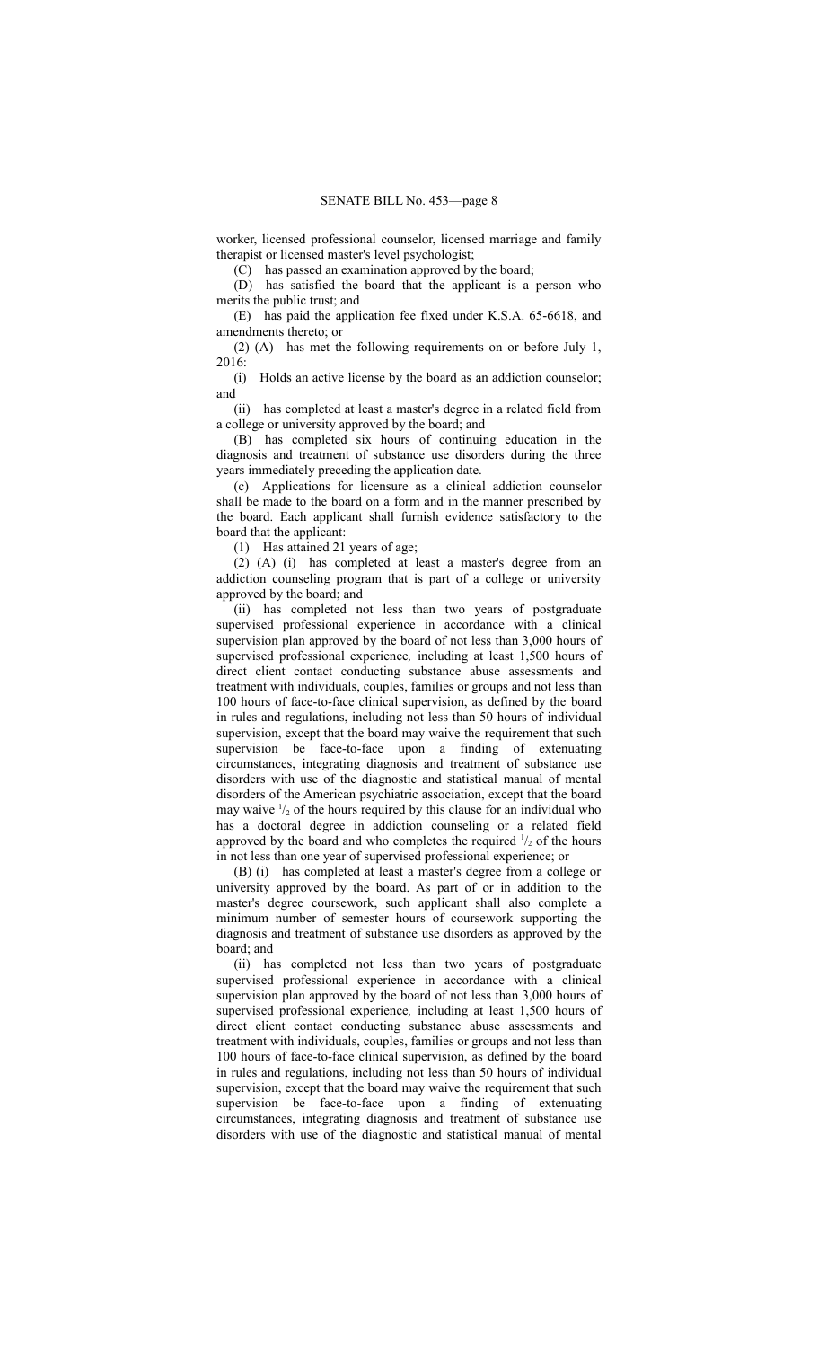worker, licensed professional counselor, licensed marriage and family therapist or licensed master's level psychologist;

(C) has passed an examination approved by the board;

(D) has satisfied the board that the applicant is a person who merits the public trust; and

(E) has paid the application fee fixed under K.S.A. 65-6618, and amendments thereto; or

(2) (A) has met the following requirements on or before July 1, 2016:

(i) Holds an active license by the board as an addiction counselor; and

(ii) has completed at least a master's degree in a related field from a college or university approved by the board; and

(B) has completed six hours of continuing education in the diagnosis and treatment of substance use disorders during the three years immediately preceding the application date.

(c) Applications for licensure as a clinical addiction counselor shall be made to the board on a form and in the manner prescribed by the board. Each applicant shall furnish evidence satisfactory to the board that the applicant:

(1) Has attained 21 years of age;

(2) (A) (i) has completed at least a master's degree from an addiction counseling program that is part of a college or university approved by the board; and

(ii) has completed not less than two years of postgraduate supervised professional experience in accordance with a clinical supervision plan approved by the board of not less than 3,000 hours of supervised professional experience, including at least 1,500 hours of direct client contact conducting substance abuse assessments and treatment with individuals, couples, families or groups and not less than 100 hours of face-to-face clinical supervision, as defined by the board in rules and regulations, including not less than 50 hours of individual supervision, except that the board may waive the requirement that such supervision be face-to-face upon a finding of extenuating circumstances, integrating diagnosis and treatment of substance use disorders with use of the diagnostic and statistical manual of mental disorders of the American psychiatric association, except that the board may waive $^1/_2$ of the hours required by this clause for an individual who has a doctoral degree in addiction counseling or a related field approved by the board and who completes the required $^1/_2$ of the hours in not less than one year of supervised professional experience; or

(B) (i) has completed at least a master's degree from a college or university approved by the board. As part of or in addition to the master's degree coursework, such applicant shall also complete a minimum number of semester hours of coursework supporting the diagnosis and treatment of substance use disorders as approved by the board; and

(ii) has completed not less than two years of postgraduate supervised professional experience in accordance with a clinical supervision plan approved by the board of not less than 3,000 hours of supervised professional experience, including at least 1,500 hours of direct client contact conducting substance abuse assessments and treatment with individuals, couples, families or groups and not less than 100 hours of face-to-face clinical supervision, as defined by the board in rules and regulations, including not less than 50 hours of individual supervision, except that the board may waive the requirement that such supervision be face-to-face upon a finding of extenuating circumstances, integrating diagnosis and treatment of substance use disorders with use of the diagnostic and statistical manual of mental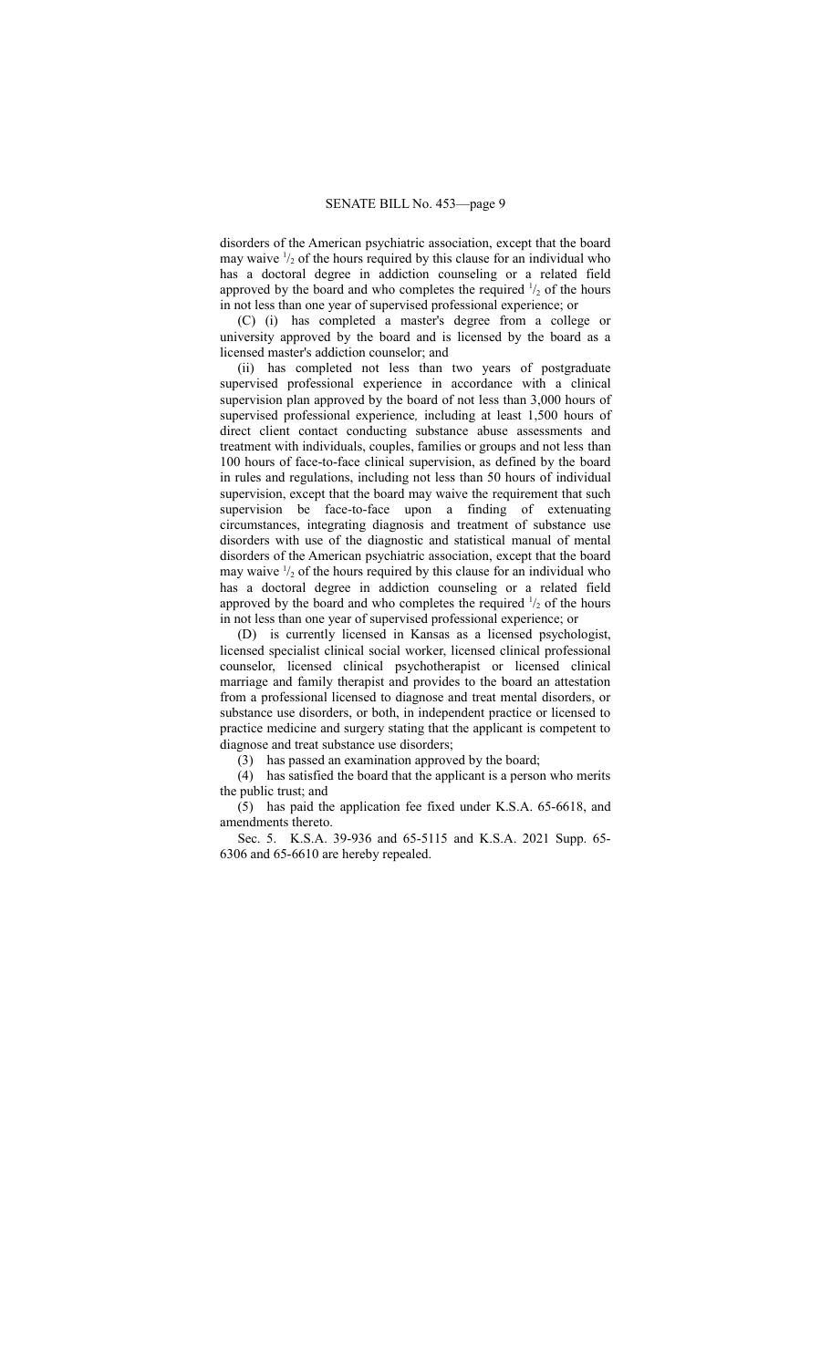disorders of the American psychiatric association, except that the board may waive $^1/_2$ of the hours required by this clause for an individual who has a doctoral degree in addiction counseling or a related field approved by the board and who completes the required $^1/_2$ of the hours in not less than one year of supervised professional experience; or

(C) (i) has completed a master's degree from a college or university approved by the board and is licensed by the board as a licensed master's addiction counselor; and

(ii) has completed not less than two years of postgraduate supervised professional experience in accordance with a clinical supervision plan approved by the board of not less than 3,000 hours of supervised professional experience*,* including at least 1,500 hours of direct client contact conducting substance abuse assessments and treatment with individuals, couples, families or groups and not less than 100 hours of face-to-face clinical supervision, as defined by the board in rules and regulations, including not less than 50 hours of individual supervision, except that the board may waive the requirement that such supervision be face-to-face upon a finding of extenuating circumstances, integrating diagnosis and treatment of substance use disorders with use of the diagnostic and statistical manual of mental disorders of the American psychiatric association, except that the board may waive $^1/_2$ of the hours required by this clause for an individual who has a doctoral degree in addiction counseling or a related field approved by the board and who completes the required $^1/_2$ of the hours in not less than one year of supervised professional experience; or

(D) is currently licensed in Kansas as a licensed psychologist, licensed specialist clinical social worker, licensed clinical professional counselor, licensed clinical psychotherapist or licensed clinical marriage and family therapist and provides to the board an attestation from a professional licensed to diagnose and treat mental disorders, or substance use disorders, or both, in independent practice or licensed to practice medicine and surgery stating that the applicant is competent to diagnose and treat substance use disorders;

(3) has passed an examination approved by the board;

(4) has satisfied the board that the applicant is a person who merits the public trust; and

(5) has paid the application fee fixed under K.S.A. 65-6618, and amendments thereto.

Sec. 5. K.S.A. 39-936 and 65-5115 and K.S.A. 2021 Supp. 65-6306 and 65-6610 are hereby repealed.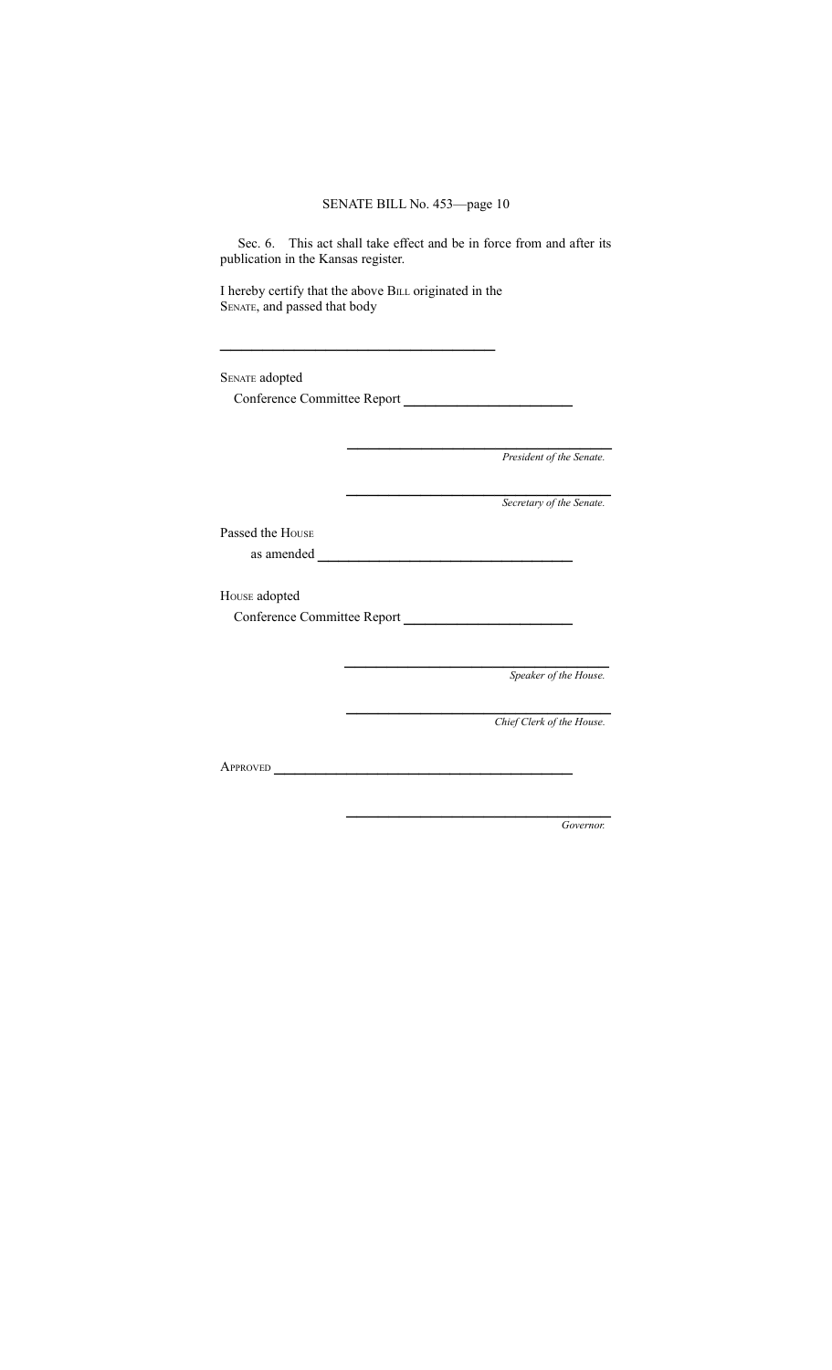Sec. 6. This act shall take effect and be in force from and after its publication in the Kansas register.

I hereby certify that the above BILL originated in the SENATE, and passed that body

\_\_\_\_\_\_\_\_\_\_\_\_\_\_\_\_\_\_\_\_\_\_\_\_\_\_\_\_\_\_\_\_\_\_

SENATE adopted

Conference Committee Report \_\_\_\_\_\_\_\_\_\_\_\_\_\_\_\_\_\_\_\_\_\_\_\_

\_\_\_\_\_\_\_\_\_\_\_\_\_\_\_\_\_\_\_\_\_\_\_\_\_\_\_\_\_\_\_\_\_\_
*President of the Senate.*

\_\_\_\_\_\_\_\_\_\_\_\_\_\_\_\_\_\_\_\_\_\_\_\_\_\_\_\_\_\_\_\_\_\_
*Secretary of the Senate.*

Passed the HOUSE

as amended \_\_\_\_\_\_\_\_\_\_\_\_\_\_\_\_\_\_\_\_\_\_\_\_\_\_\_\_\_\_\_\_\_\_

HOUSE adopted

Conference Committee Report \_\_\_\_\_\_\_\_\_\_\_\_\_\_\_\_\_\_\_\_\_\_\_\_

\_\_\_\_\_\_\_\_\_\_\_\_\_\_\_\_\_\_\_\_\_\_\_\_\_\_\_\_\_\_\_\_\_\_
*Speaker of the House.*

\_\_\_\_\_\_\_\_\_\_\_\_\_\_\_\_\_\_\_\_\_\_\_\_\_\_\_\_\_\_\_\_\_\_
*Chief Clerk of the House.*

APPROVED \_\_\_\_\_\_\_\_\_\_\_\_\_\_\_\_\_\_\_\_\_\_\_\_\_\_\_\_\_\_\_\_\_\_

\_\_\_\_\_\_\_\_\_\_\_\_\_\_\_\_\_\_\_\_\_\_\_\_\_\_\_\_\_\_\_\_\_\_
*Governor.*